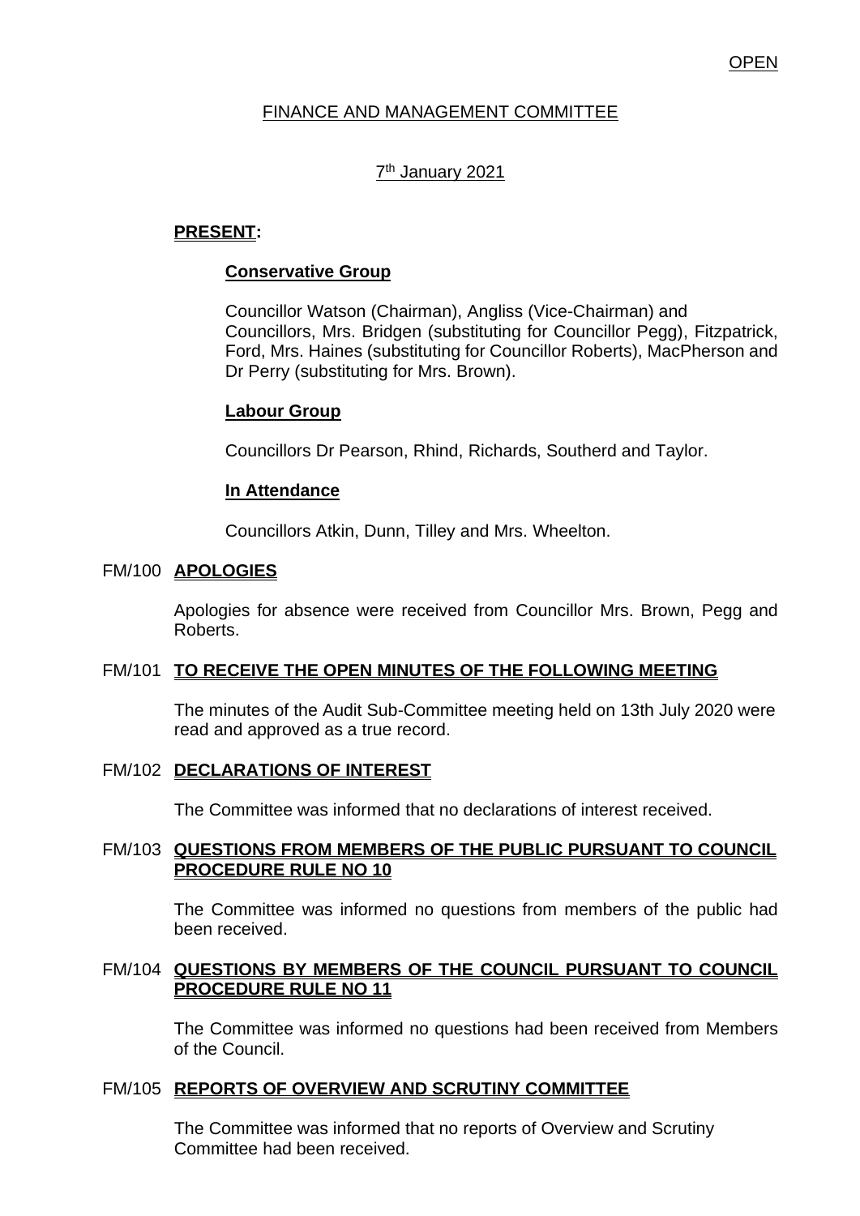OPEN

# FINANCE AND MANAGEMENT COMMITTEE

7th January 2021

**PRESENT:**

**Conservative Group**

Councillor Watson (Chairman), Angliss (Vice-Chairman) and Councillors, Mrs. Bridgen (substituting for Councillor Pegg), Fitzpatrick, Ford, Mrs. Haines (substituting for Councillor Roberts), MacPherson and Dr Perry (substituting for Mrs. Brown).

**Labour Group**

Councillors Dr Pearson, Rhind, Richards, Southerd and Taylor.

**In Attendance**

Councillors Atkin, Dunn, Tilley and Mrs. Wheelton.

## FM/100 APOLOGIES

Apologies for absence were received from Councillor Mrs. Brown, Pegg and Roberts.

## FM/101 TO RECEIVE THE OPEN MINUTES OF THE FOLLOWING MEETING

The minutes of the Audit Sub-Committee meeting held on 13th July 2020 were read and approved as a true record.

## FM/102 DECLARATIONS OF INTEREST

The Committee was informed that no declarations of interest received.

## FM/103 QUESTIONS FROM MEMBERS OF THE PUBLIC PURSUANT TO COUNCIL PROCEDURE RULE NO 10

The Committee was informed no questions from members of the public had been received.

## FM/104 QUESTIONS BY MEMBERS OF THE COUNCIL PURSUANT TO COUNCIL PROCEDURE RULE NO 11

The Committee was informed no questions had been received from Members of the Council.

## FM/105 REPORTS OF OVERVIEW AND SCRUTINY COMMITTEE

The Committee was informed that no reports of Overview and Scrutiny Committee had been received.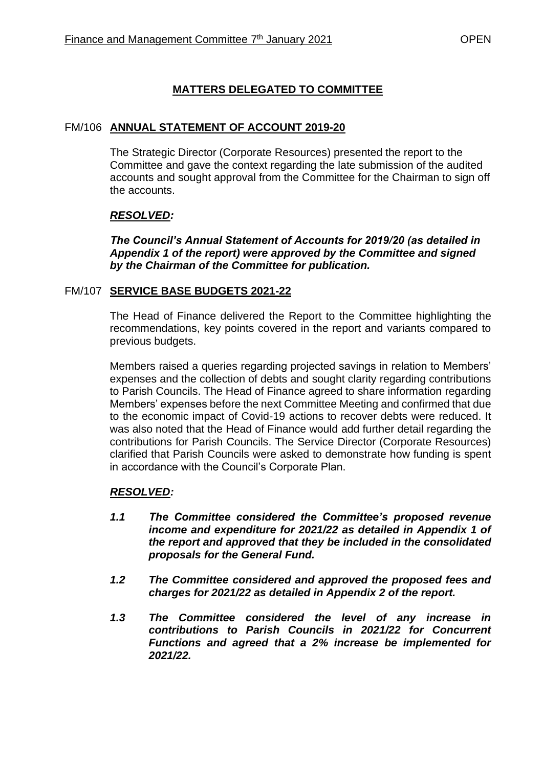## MATTERS DELEGATED TO COMMITTEE

### FM/106 ANNUAL STATEMENT OF ACCOUNT 2019-20

The Strategic Director (Corporate Resources) presented the report to the Committee and gave the context regarding the late submission of the audited accounts and sought approval from the Committee for the Chairman to sign off the accounts.

***RESOLVED:***

***The Council's Annual Statement of Accounts for 2019/20 (as detailed in Appendix 1 of the report) were approved by the Committee and signed by the Chairman of the Committee for publication.***

### FM/107 SERVICE BASE BUDGETS 2021-22

The Head of Finance delivered the Report to the Committee highlighting the recommendations, key points covered in the report and variants compared to previous budgets.

Members raised a queries regarding projected savings in relation to Members' expenses and the collection of debts and sought clarity regarding contributions to Parish Councils. The Head of Finance agreed to share information regarding Members' expenses before the next Committee Meeting and confirmed that due to the economic impact of Covid-19 actions to recover debts were reduced. It was also noted that the Head of Finance would add further detail regarding the contributions for Parish Councils. The Service Director (Corporate Resources) clarified that Parish Councils were asked to demonstrate how funding is spent in accordance with the Council's Corporate Plan.

***RESOLVED:***

***1.1 The Committee considered the Committee's proposed revenue income and expenditure for 2021/22 as detailed in Appendix 1 of the report and approved that they be included in the consolidated proposals for the General Fund.***

***1.2 The Committee considered and approved the proposed fees and charges for 2021/22 as detailed in Appendix 2 of the report.***

***1.3 The Committee considered the level of any increase in contributions to Parish Councils in 2021/22 for Concurrent Functions and agreed that a 2% increase be implemented for 2021/22.***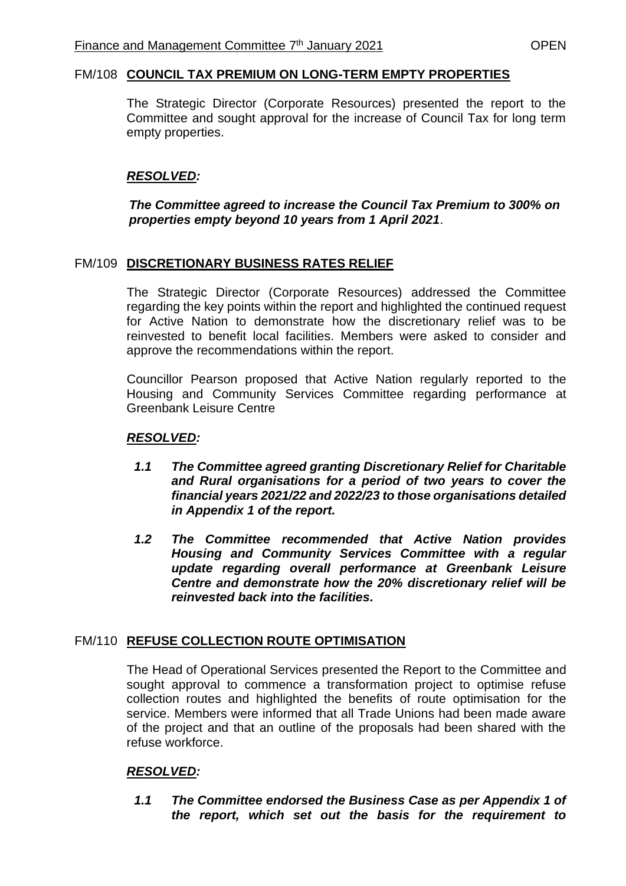## FM/108 COUNCIL TAX PREMIUM ON LONG-TERM EMPTY PROPERTIES

The Strategic Director (Corporate Resources) presented the report to the Committee and sought approval for the increase of Council Tax for long term empty properties.

***RESOLVED:***

***The Committee agreed to increase the Council Tax Premium to 300% on properties empty beyond 10 years from 1 April 2021.***

## FM/109 DISCRETIONARY BUSINESS RATES RELIEF

The Strategic Director (Corporate Resources) addressed the Committee regarding the key points within the report and highlighted the continued request for Active Nation to demonstrate how the discretionary relief was to be reinvested to benefit local facilities. Members were asked to consider and approve the recommendations within the report.

Councillor Pearson proposed that Active Nation regularly reported to the Housing and Community Services Committee regarding performance at Greenbank Leisure Centre

***RESOLVED:***

***1.1 The Committee agreed granting Discretionary Relief for Charitable and Rural organisations for a period of two years to cover the financial years 2021/22 and 2022/23 to those organisations detailed in Appendix 1 of the report.***

***1.2 The Committee recommended that Active Nation provides Housing and Community Services Committee with a regular update regarding overall performance at Greenbank Leisure Centre and demonstrate how the 20% discretionary relief will be reinvested back into the facilities.***

## FM/110 REFUSE COLLECTION ROUTE OPTIMISATION

The Head of Operational Services presented the Report to the Committee and sought approval to commence a transformation project to optimise refuse collection routes and highlighted the benefits of route optimisation for the service. Members were informed that all Trade Unions had been made aware of the project and that an outline of the proposals had been shared with the refuse workforce.

***RESOLVED:***

***1.1 The Committee endorsed the Business Case as per Appendix 1 of the report, which set out the basis for the requirement to***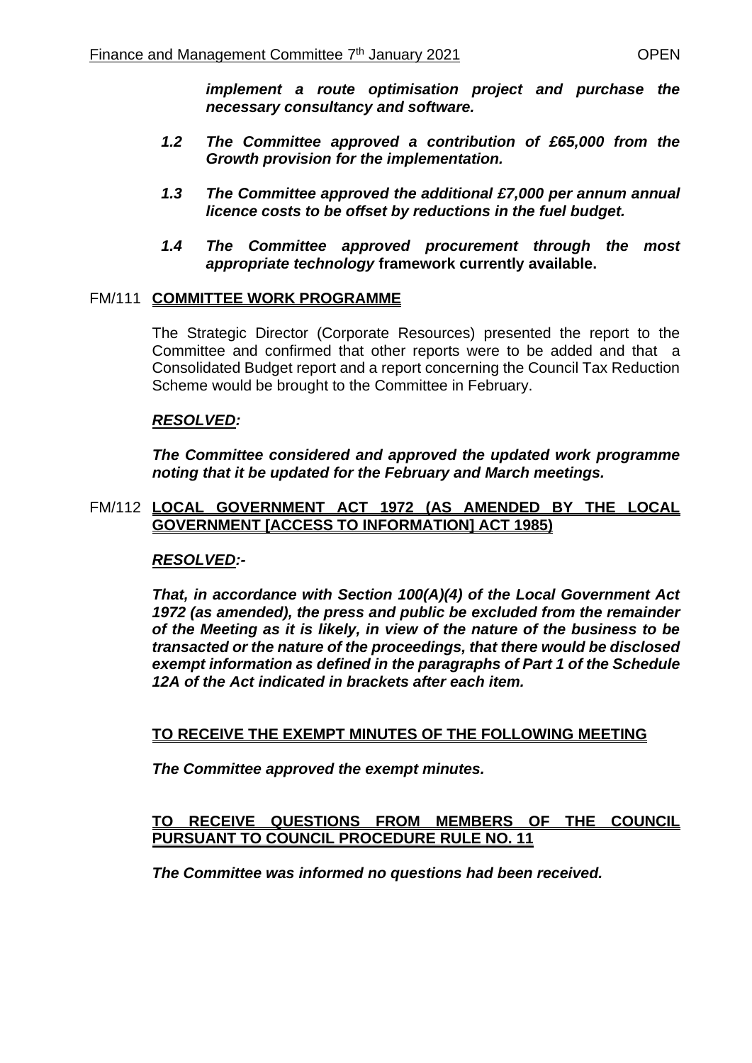***implement a route optimisation project and purchase the necessary consultancy and software.***

***1.2 The Committee approved a contribution of £65,000 from the Growth provision for the implementation.***

***1.3 The Committee approved the additional £7,000 per annum annual licence costs to be offset by reductions in the fuel budget.***

***1.4 The Committee approved procurement through the most appropriate technology*** **framework currently available.**

FM/111 **COMMITTEE WORK PROGRAMME**

The Strategic Director (Corporate Resources) presented the report to the Committee and confirmed that other reports were to be added and that a Consolidated Budget report and a report concerning the Council Tax Reduction Scheme would be brought to the Committee in February.

***RESOLVED:***

***The Committee considered and approved the updated work programme noting that it be updated for the February and March meetings.***

FM/112 **LOCAL GOVERNMENT ACT 1972 (AS AMENDED BY THE LOCAL GOVERNMENT [ACCESS TO INFORMATION] ACT 1985)**

***RESOLVED:-***

***That, in accordance with Section 100(A)(4) of the Local Government Act 1972 (as amended), the press and public be excluded from the remainder of the Meeting as it is likely, in view of the nature of the business to be transacted or the nature of the proceedings, that there would be disclosed exempt information as defined in the paragraphs of Part 1 of the Schedule 12A of the Act indicated in brackets after each item.***

**TO RECEIVE THE EXEMPT MINUTES OF THE FOLLOWING MEETING**

***The Committee approved the exempt minutes.***

**TO RECEIVE QUESTIONS FROM MEMBERS OF THE COUNCIL PURSUANT TO COUNCIL PROCEDURE RULE NO. 11**

***The Committee was informed no questions had been received.***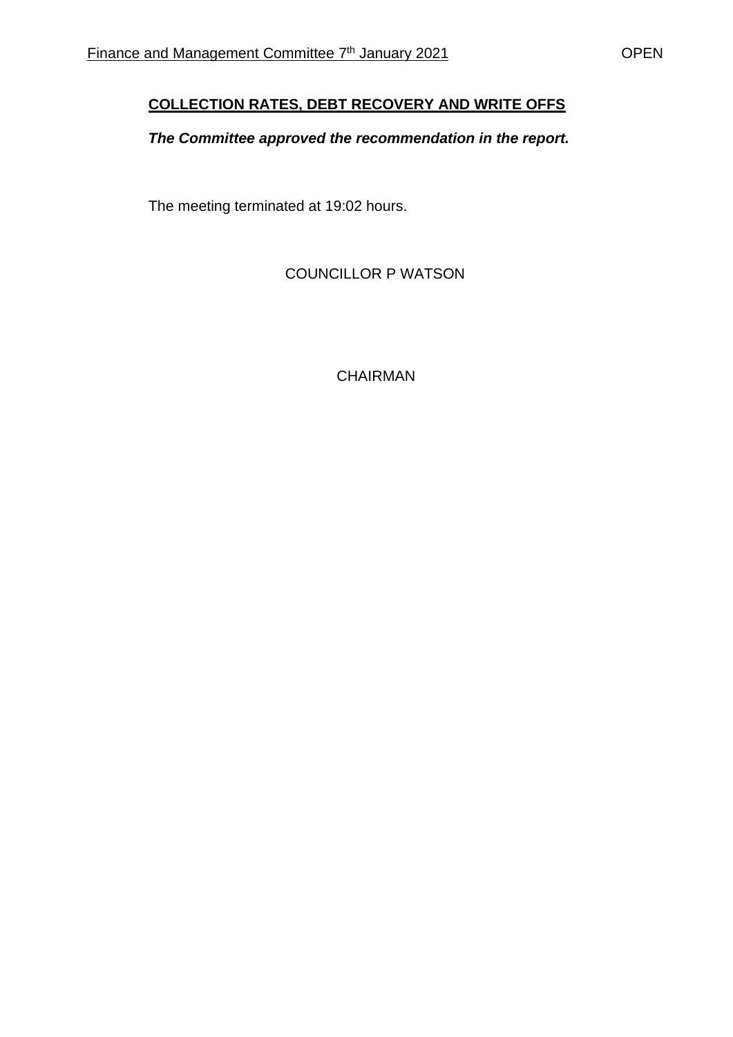**COLLECTION RATES, DEBT RECOVERY AND WRITE OFFS**

***The Committee approved the recommendation in the report.***

The meeting terminated at 19:02 hours.

COUNCILLOR P WATSON

CHAIRMAN